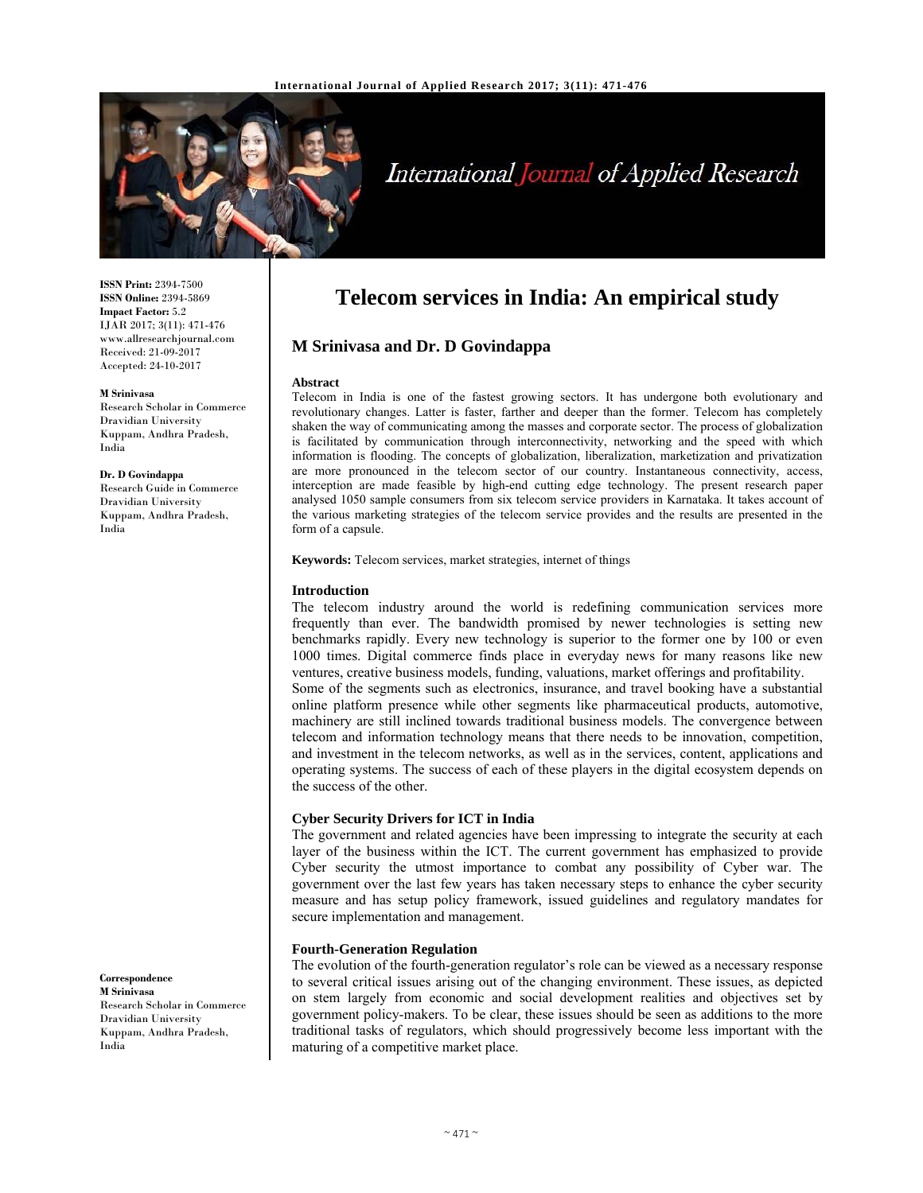ISSN Print: 2394-7500
ISSN Online: 2394-5869
Impact Factor: 5.2
IJAR 2017; 3(11): 471-476
www.allresearchjournal.com
Received: 21-09-2017
Accepted: 24-10-2017

**M Srinivasa**
Research Scholar in Commerce Dravidian University Kuppam, Andhra Pradesh, India

**Dr. D Govindappa**
Research Guide in Commerce Dravidian University Kuppam, Andhra Pradesh, India

**Correspondence**
**M Srinivasa**
Research Scholar in Commerce Dravidian University Kuppam, Andhra Pradesh, India

# Telecom services in India: An empirical study

## M Srinivasa and Dr. D Govindappa

### Abstract

Telecom in India is one of the fastest growing sectors. It has undergone both evolutionary and revolutionary changes. Latter is faster, farther and deeper than the former. Telecom has completely shaken the way of communicating among the masses and corporate sector. The process of globalization is facilitated by communication through interconnectivity, networking and the speed with which information is flooding. The concepts of globalization, liberalization, marketization and privatization are more pronounced in the telecom sector of our country. Instantaneous connectivity, access, interception are made feasible by high-end cutting edge technology. The present research paper analysed 1050 sample consumers from six telecom service providers in Karnataka. It takes account of the various marketing strategies of the telecom service provides and the results are presented in the form of a capsule.

**Keywords:** Telecom services, market strategies, internet of things

### Introduction

The telecom industry around the world is redefining communication services more frequently than ever. The bandwidth promised by newer technologies is setting new benchmarks rapidly. Every new technology is superior to the former one by 100 or even 1000 times. Digital commerce finds place in everyday news for many reasons like new ventures, creative business models, funding, valuations, market offerings and profitability.

Some of the segments such as electronics, insurance, and travel booking have a substantial online platform presence while other segments like pharmaceutical products, automotive, machinery are still inclined towards traditional business models. The convergence between telecom and information technology means that there needs to be innovation, competition, and investment in the telecom networks, as well as in the services, content, applications and operating systems. The success of each of these players in the digital ecosystem depends on the success of the other.

### Cyber Security Drivers for ICT in India

The government and related agencies have been impressing to integrate the security at each layer of the business within the ICT. The current government has emphasized to provide Cyber security the utmost importance to combat any possibility of Cyber war. The government over the last few years has taken necessary steps to enhance the cyber security measure and has setup policy framework, issued guidelines and regulatory mandates for secure implementation and management.

### Fourth-Generation Regulation

The evolution of the fourth-generation regulator's role can be viewed as a necessary response to several critical issues arising out of the changing environment. These issues, as depicted on stem largely from economic and social development realities and objectives set by government policy-makers. To be clear, these issues should be seen as additions to the more traditional tasks of regulators, which should progressively become less important with the maturing of a competitive market place.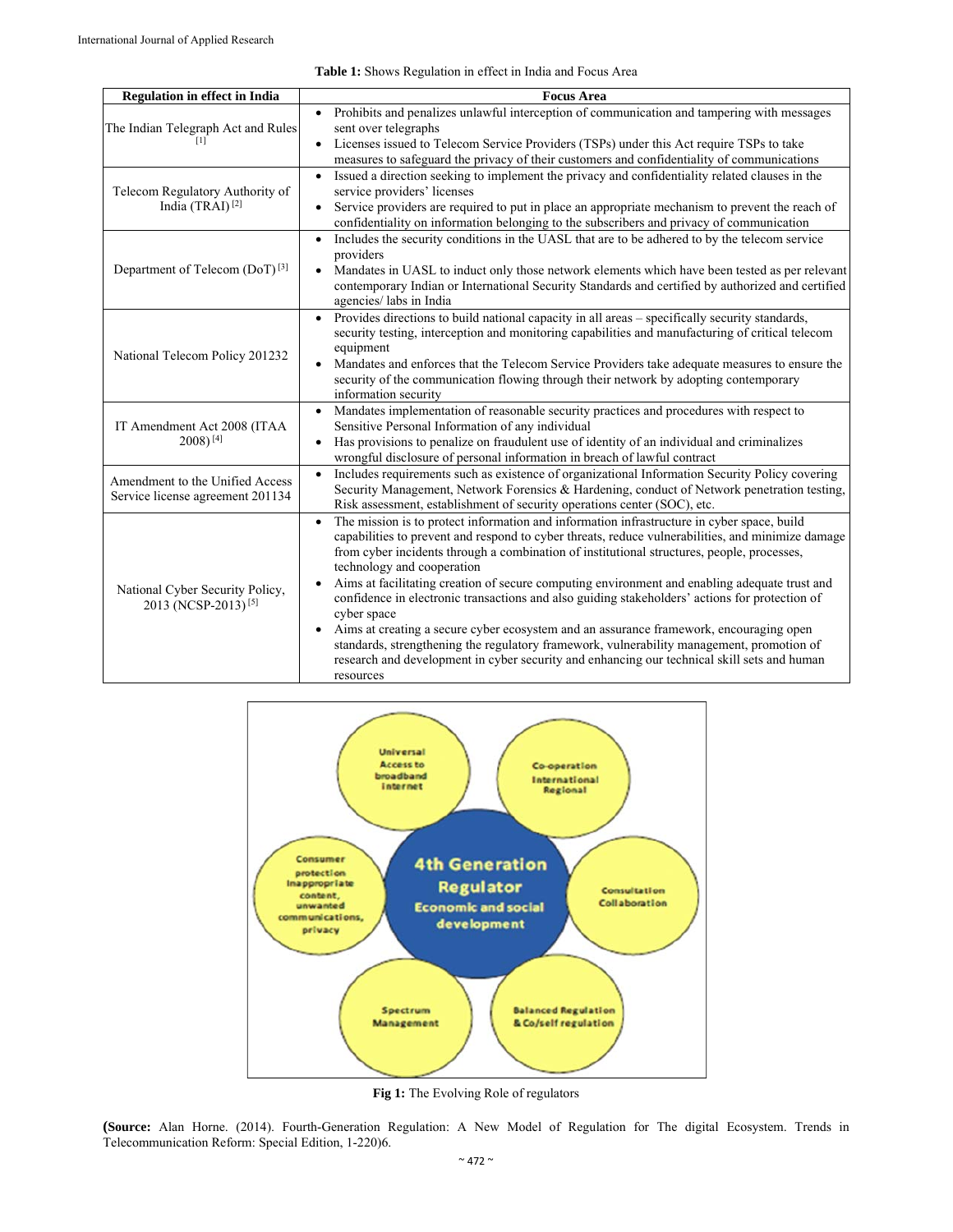**Table 1:** Shows Regulation in effect in India and Focus Area

| Regulation in effect in India | Focus Area |
| --- | --- |
| The Indian Telegraph Act and Rules [1] | • Prohibits and penalizes unlawful interception of communication and tampering with messages sent over telegraphs<br>• Licenses issued to Telecom Service Providers (TSPs) under this Act require TSPs to take measures to safeguard the privacy of their customers and confidentiality of communications |
| Telecom Regulatory Authority of India (TRAI) [2] | • Issued a direction seeking to implement the privacy and confidentiality related clauses in the service providers' licenses<br>• Service providers are required to put in place an appropriate mechanism to prevent the reach of confidentiality on information belonging to the subscribers and privacy of communication |
| Department of Telecom (DoT) [3] | • Includes the security conditions in the UASL that are to be adhered to by the telecom service providers<br>• Mandates in UASL to induct only those network elements which have been tested as per relevant contemporary Indian or International Security Standards and certified by authorized and certified agencies/ labs in India |
| National Telecom Policy 201232 | • Provides directions to build national capacity in all areas – specifically security standards, security testing, interception and monitoring capabilities and manufacturing of critical telecom equipment<br>• Mandates and enforces that the Telecom Service Providers take adequate measures to ensure the security of the communication flowing through their network by adopting contemporary information security |
| IT Amendment Act 2008 (ITAA 2008) [4] | • Mandates implementation of reasonable security practices and procedures with respect to Sensitive Personal Information of any individual<br>• Has provisions to penalize on fraudulent use of identity of an individual and criminalizes wrongful disclosure of personal information in breach of lawful contract |
| Amendment to the Unified Access Service license agreement 201134 | • Includes requirements such as existence of organizational Information Security Policy covering Security Management, Network Forensics & Hardening, conduct of Network penetration testing, Risk assessment, establishment of security operations center (SOC), etc. |
| National Cyber Security Policy, 2013 (NCSP-2013) [5] | • The mission is to protect information and information infrastructure in cyber space, build capabilities to prevent and respond to cyber threats, reduce vulnerabilities, and minimize damage from cyber incidents through a combination of institutional structures, people, processes, technology and cooperation<br>• Aims at facilitating creation of secure computing environment and enabling adequate trust and confidence in electronic transactions and also guiding stakeholders' actions for protection of cyber space<br>• Aims at creating a secure cyber ecosystem and an assurance framework, encouraging open standards, strengthening the regulatory framework, vulnerability management, promotion of research and development in cyber security and enhancing our technical skill sets and human resources |

**Fig 1:** The Evolving Role of regulators

**(Source:** Alan Horne. (2014). Fourth-Generation Regulation: A New Model of Regulation for The digital Ecosystem. Trends in Telecommunication Reform: Special Edition, 1-220)6.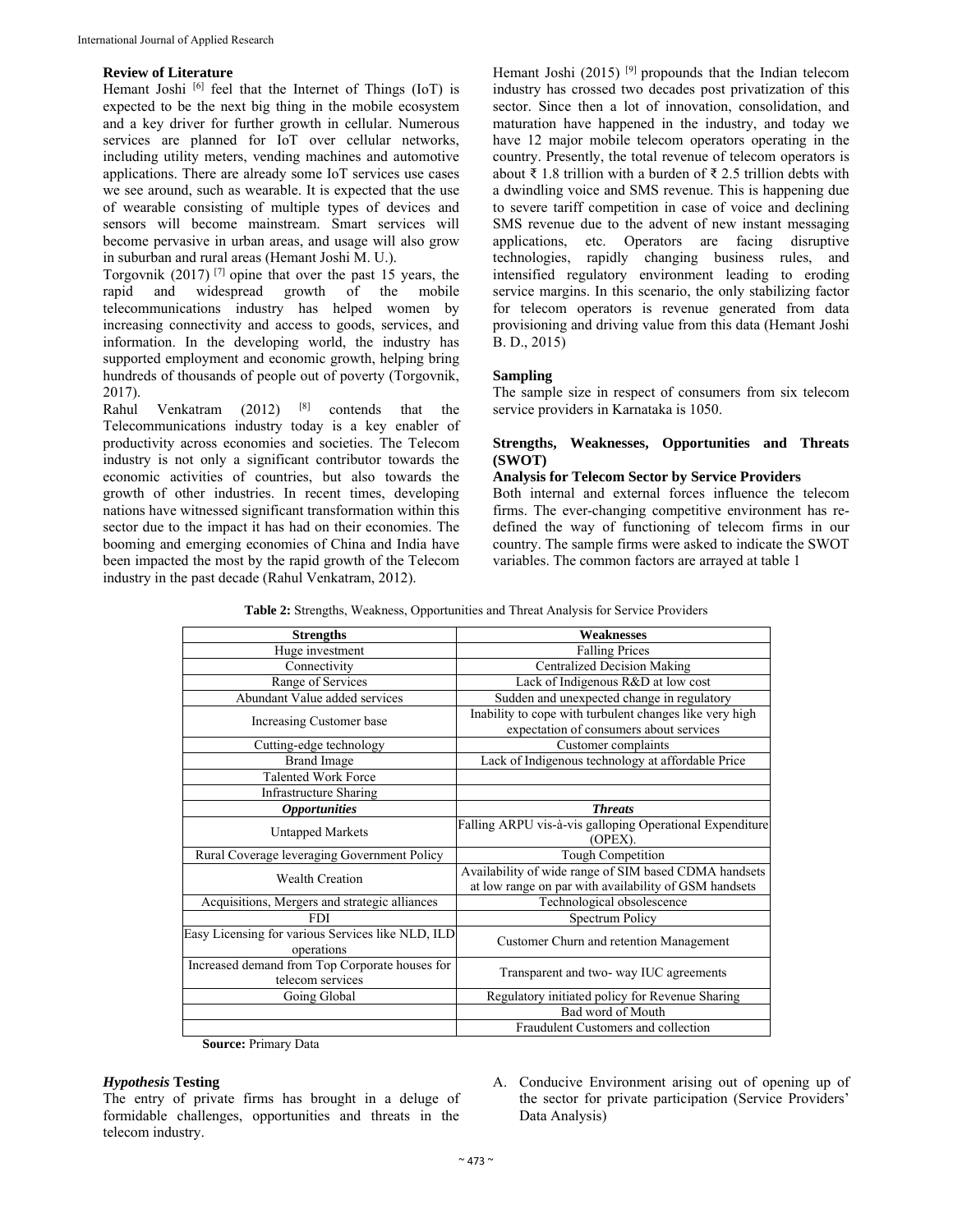## Review of Literature

Hemant Joshi [6] feel that the Internet of Things (IoT) is expected to be the next big thing in the mobile ecosystem and a key driver for further growth in cellular. Numerous services are planned for IoT over cellular networks, including utility meters, vending machines and automotive applications. There are already some IoT services use cases we see around, such as wearable. It is expected that the use of wearable consisting of multiple types of devices and sensors will become mainstream. Smart services will become pervasive in urban areas, and usage will also grow in suburban and rural areas (Hemant Joshi M. U.).

Torgovnik (2017) [7] opine that over the past 15 years, the rapid and widespread growth of the mobile telecommunications industry has helped women by increasing connectivity and access to goods, services, and information. In the developing world, the industry has supported employment and economic growth, helping bring hundreds of thousands of people out of poverty (Torgovnik, 2017).

Rahul Venkatram (2012) [8] contends that the Telecommunications industry today is a key enabler of productivity across economies and societies. The Telecom industry is not only a significant contributor towards the economic activities of countries, but also towards the growth of other industries. In recent times, developing nations have witnessed significant transformation within this sector due to the impact it has had on their economies. The booming and emerging economies of China and India have been impacted the most by the rapid growth of the Telecom industry in the past decade (Rahul Venkatram, 2012).

Hemant Joshi (2015) [9] propounds that the Indian telecom industry has crossed two decades post privatization of this sector. Since then a lot of innovation, consolidation, and maturation have happened in the industry, and today we have 12 major mobile telecom operators operating in the country. Presently, the total revenue of telecom operators is about ₹ 1.8 trillion with a burden of ₹ 2.5 trillion debts with a dwindling voice and SMS revenue. This is happening due to severe tariff competition in case of voice and declining SMS revenue due to the advent of new instant messaging applications, etc. Operators are facing disruptive technologies, rapidly changing business rules, and intensified regulatory environment leading to eroding service margins. In this scenario, the only stabilizing factor for telecom operators is revenue generated from data provisioning and driving value from this data (Hemant Joshi B. D., 2015)

## Sampling

The sample size in respect of consumers from six telecom service providers in Karnataka is 1050.

## Strengths, Weaknesses, Opportunities and Threats (SWOT)

### Analysis for Telecom Sector by Service Providers

Both internal and external forces influence the telecom firms. The ever-changing competitive environment has re-defined the way of functioning of telecom firms in our country. The sample firms were asked to indicate the SWOT variables. The common factors are arrayed at table 1

**Table 2:** Strengths, Weakness, Opportunities and Threat Analysis for Service Providers

| Strengths | Weaknesses |
| --- | --- |
| Huge investment | Falling Prices |
| Connectivity | Centralized Decision Making |
| Range of Services | Lack of Indigenous R&D at low cost |
| Abundant Value added services | Sudden and unexpected change in regulatory |
| Increasing Customer base | Inability to cope with turbulent changes like very high expectation of consumers about services |
| Cutting-edge technology | Customer complaints |
| Brand Image | Lack of Indigenous technology at affordable Price |
| Talented Work Force | |
| Infrastructure Sharing | |
| ***Opportunities*** | ***Threats*** |
| Untapped Markets | Falling ARPU vis-à-vis galloping Operational Expenditure (OPEX). |
| Rural Coverage leveraging Government Policy | Tough Competition |
| Wealth Creation | Availability of wide range of SIM based CDMA handsets at low range on par with availability of GSM handsets |
| Acquisitions, Mergers and strategic alliances | Technological obsolescence |
| FDI | Spectrum Policy |
| Easy Licensing for various Services like NLD, ILD operations | Customer Churn and retention Management |
| Increased demand from Top Corporate houses for telecom services | Transparent and two- way IUC agreements |
| Going Global | Regulatory initiated policy for Revenue Sharing |
| | Bad word of Mouth |
| | Fraudulent Customers and collection |

**Source:** Primary Data

## *Hypothesis* Testing

The entry of private firms has brought in a deluge of formidable challenges, opportunities and threats in the telecom industry.

A. Conducive Environment arising out of opening up of the sector for private participation (Service Providers' Data Analysis)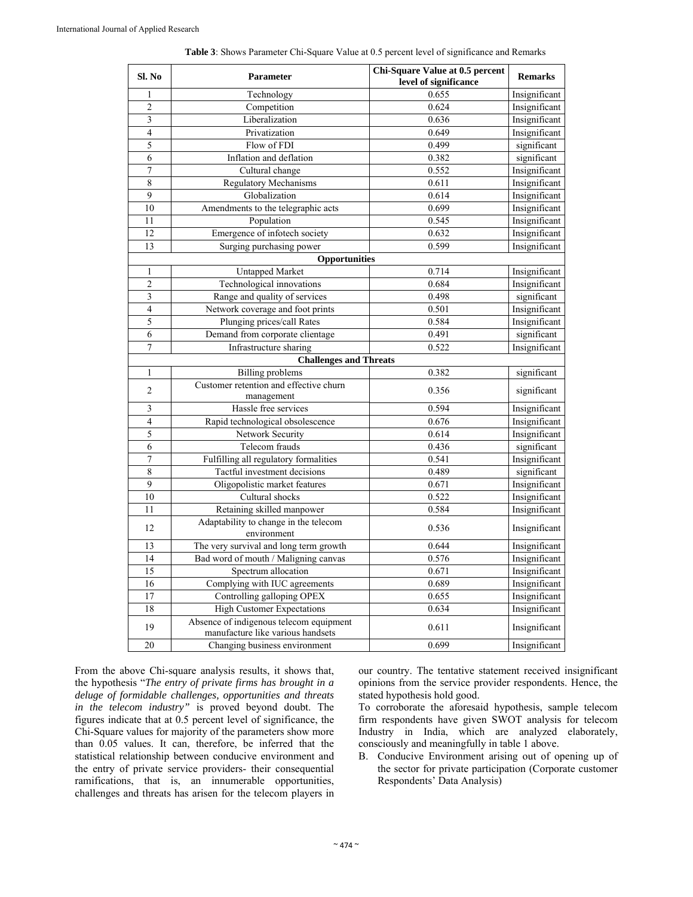**Table 3**: Shows Parameter Chi-Square Value at 0.5 percent level of significance and Remarks

| Sl. No | Parameter | Chi-Square Value at 0.5 percent level of significance | Remarks |
|---|---|---|---|
| 1 | Technology | 0.655 | Insignificant |
| 2 | Competition | 0.624 | Insignificant |
| 3 | Liberalization | 0.636 | Insignificant |
| 4 | Privatization | 0.649 | Insignificant |
| 5 | Flow of FDI | 0.499 | significant |
| 6 | Inflation and deflation | 0.382 | significant |
| 7 | Cultural change | 0.552 | Insignificant |
| 8 | Regulatory Mechanisms | 0.611 | Insignificant |
| 9 | Globalization | 0.614 | Insignificant |
| 10 | Amendments to the telegraphic acts | 0.699 | Insignificant |
| 11 | Population | 0.545 | Insignificant |
| 12 | Emergence of infotech society | 0.632 | Insignificant |
| 13 | Surging purchasing power | 0.599 | Insignificant |
| **Opportunities** | | | |
| 1 | Untapped Market | 0.714 | Insignificant |
| 2 | Technological innovations | 0.684 | Insignificant |
| 3 | Range and quality of services | 0.498 | significant |
| 4 | Network coverage and foot prints | 0.501 | Insignificant |
| 5 | Plunging prices/call Rates | 0.584 | Insignificant |
| 6 | Demand from corporate clientage | 0.491 | significant |
| 7 | Infrastructure sharing | 0.522 | Insignificant |
| **Challenges and Threats** | | | |
| 1 | Billing problems | 0.382 | significant |
| 2 | Customer retention and effective churn management | 0.356 | significant |
| 3 | Hassle free services | 0.594 | Insignificant |
| 4 | Rapid technological obsolescence | 0.676 | Insignificant |
| 5 | Network Security | 0.614 | Insignificant |
| 6 | Telecom frauds | 0.436 | significant |
| 7 | Fulfilling all regulatory formalities | 0.541 | Insignificant |
| 8 | Tactful investment decisions | 0.489 | significant |
| 9 | Oligopolistic market features | 0.671 | Insignificant |
| 10 | Cultural shocks | 0.522 | Insignificant |
| 11 | Retaining skilled manpower | 0.584 | Insignificant |
| 12 | Adaptability to change in the telecom environment | 0.536 | Insignificant |
| 13 | The very survival and long term growth | 0.644 | Insignificant |
| 14 | Bad word of mouth / Maligning canvas | 0.576 | Insignificant |
| 15 | Spectrum allocation | 0.671 | Insignificant |
| 16 | Complying with IUC agreements | 0.689 | Insignificant |
| 17 | Controlling galloping OPEX | 0.655 | Insignificant |
| 18 | High Customer Expectations | 0.634 | Insignificant |
| 19 | Absence of indigenous telecom equipment manufacture like various handsets | 0.611 | Insignificant |
| 20 | Changing business environment | 0.699 | Insignificant |

From the above Chi-square analysis results, it shows that, the hypothesis "*The entry of private firms has brought in a deluge of formidable challenges, opportunities and threats in the telecom industry"* is proved beyond doubt. The figures indicate that at 0.5 percent level of significance, the Chi-Square values for majority of the parameters show more than 0.05 values. It can, therefore, be inferred that the statistical relationship between conducive environment and the entry of private service providers- their consequential ramifications, that is, an innumerable opportunities, challenges and threats has arisen for the telecom players in our country. The tentative statement received insignificant opinions from the service provider respondents. Hence, the stated hypothesis hold good.

To corroborate the aforesaid hypothesis, sample telecom firm respondents have given SWOT analysis for telecom Industry in India, which are analyzed elaborately, consciously and meaningfully in table 1 above.

B. Conducive Environment arising out of opening up of the sector for private participation (Corporate customer Respondents' Data Analysis)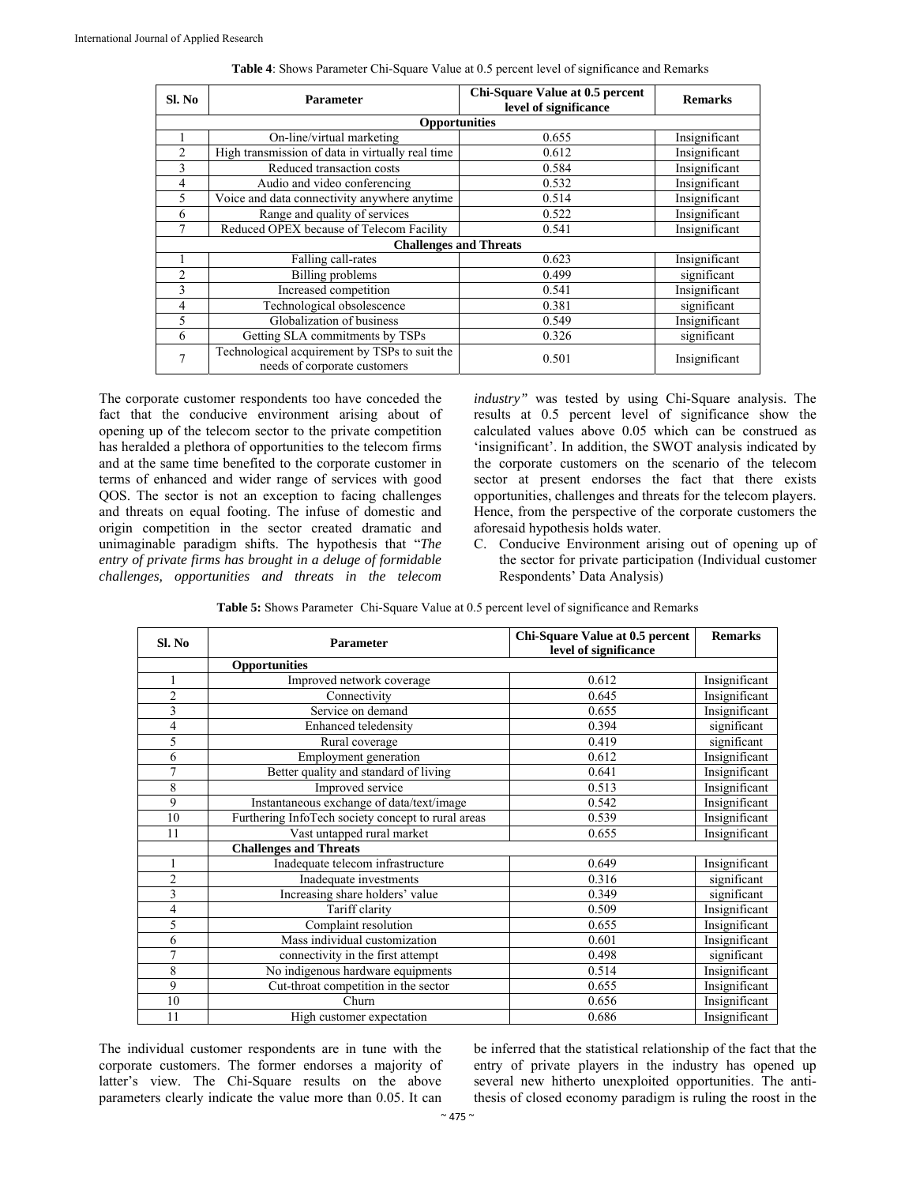**Table 4**: Shows Parameter Chi-Square Value at 0.5 percent level of significance and Remarks

| Sl. No | Parameter | Chi-Square Value at 0.5 percent level of significance | Remarks |
|---|---|---|---|
| **Opportunities** | | | |
| 1 | On-line/virtual marketing | 0.655 | Insignificant |
| 2 | High transmission of data in virtually real time | 0.612 | Insignificant |
| 3 | Reduced transaction costs | 0.584 | Insignificant |
| 4 | Audio and video conferencing | 0.532 | Insignificant |
| 5 | Voice and data connectivity anywhere anytime | 0.514 | Insignificant |
| 6 | Range and quality of services | 0.522 | Insignificant |
| 7 | Reduced OPEX because of Telecom Facility | 0.541 | Insignificant |
| **Challenges and Threats** | | | |
| 1 | Falling call-rates | 0.623 | Insignificant |
| 2 | Billing problems | 0.499 | significant |
| 3 | Increased competition | 0.541 | Insignificant |
| 4 | Technological obsolescence | 0.381 | significant |
| 5 | Globalization of business | 0.549 | Insignificant |
| 6 | Getting SLA commitments by TSPs | 0.326 | significant |
| 7 | Technological acquirement by TSPs to suit the needs of corporate customers | 0.501 | Insignificant |

The corporate customer respondents too have conceded the fact that the conducive environment arising about of opening up of the telecom sector to the private competition has heralded a plethora of opportunities to the telecom firms and at the same time benefited to the corporate customer in terms of enhanced and wider range of services with good QOS. The sector is not an exception to facing challenges and threats on equal footing. The infuse of domestic and origin competition in the sector created dramatic and unimaginable paradigm shifts. The hypothesis that "*The entry of private firms has brought in a deluge of formidable challenges, opportunities and threats in the telecom industry"* was tested by using Chi-Square analysis. The results at 0.5 percent level of significance show the calculated values above 0.05 which can be construed as 'insignificant'. In addition, the SWOT analysis indicated by the corporate customers on the scenario of the telecom sector at present endorses the fact that there exists opportunities, challenges and threats for the telecom players. Hence, from the perspective of the corporate customers the aforesaid hypothesis holds water.

C. Conducive Environment arising out of opening up of the sector for private participation (Individual customer Respondents' Data Analysis)

**Table 5:** Shows Parameter Chi-Square Value at 0.5 percent level of significance and Remarks

| Sl. No | Parameter | Chi-Square Value at 0.5 percent level of significance | Remarks |
|---|---|---|---|
| | **Opportunities** | | |
| 1 | Improved network coverage | 0.612 | Insignificant |
| 2 | Connectivity | 0.645 | Insignificant |
| 3 | Service on demand | 0.655 | Insignificant |
| 4 | Enhanced teledensity | 0.394 | significant |
| 5 | Rural coverage | 0.419 | significant |
| 6 | Employment generation | 0.612 | Insignificant |
| 7 | Better quality and standard of living | 0.641 | Insignificant |
| 8 | Improved service | 0.513 | Insignificant |
| 9 | Instantaneous exchange of data/text/image | 0.542 | Insignificant |
| 10 | Furthering InfoTech society concept to rural areas | 0.539 | Insignificant |
| 11 | Vast untapped rural market | 0.655 | Insignificant |
| | **Challenges and Threats** | | |
| 1 | Inadequate telecom infrastructure | 0.649 | Insignificant |
| 2 | Inadequate investments | 0.316 | significant |
| 3 | Increasing share holders' value | 0.349 | significant |
| 4 | Tariff clarity | 0.509 | Insignificant |
| 5 | Complaint resolution | 0.655 | Insignificant |
| 6 | Mass individual customization | 0.601 | Insignificant |
| 7 | connectivity in the first attempt | 0.498 | significant |
| 8 | No indigenous hardware equipments | 0.514 | Insignificant |
| 9 | Cut-throat competition in the sector | 0.655 | Insignificant |
| 10 | Churn | 0.656 | Insignificant |
| 11 | High customer expectation | 0.686 | Insignificant |

The individual customer respondents are in tune with the corporate customers. The former endorses a majority of latter's view. The Chi-Square results on the above parameters clearly indicate the value more than 0.05. It can be inferred that the statistical relationship of the fact that the entry of private players in the industry has opened up several new hitherto unexploited opportunities. The anti-thesis of closed economy paradigm is ruling the roost in the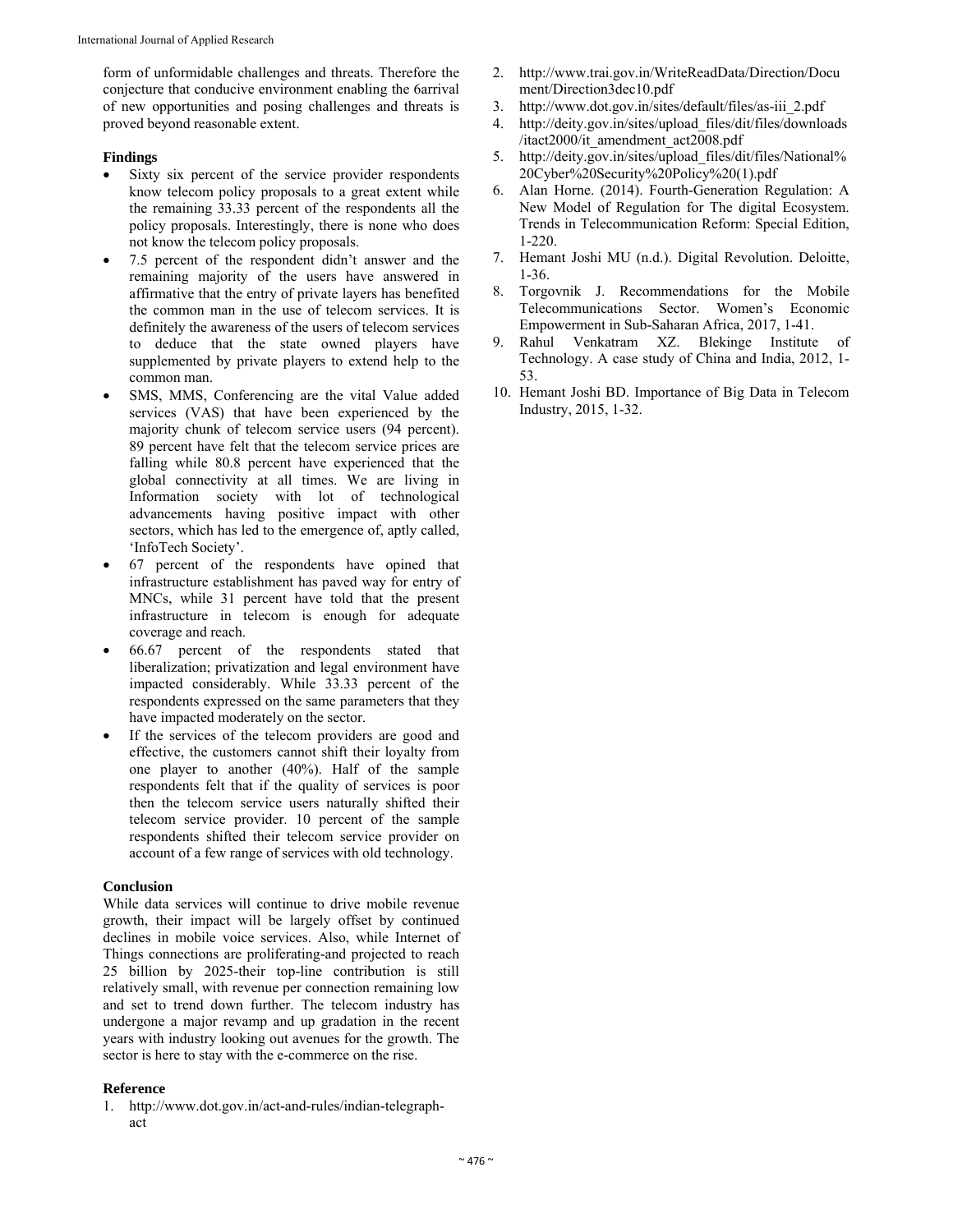form of unformidable challenges and threats. Therefore the conjecture that conducive environment enabling the 6arrival of new opportunities and posing challenges and threats is proved beyond reasonable extent.

## Findings

- Sixty six percent of the service provider respondents know telecom policy proposals to a great extent while the remaining 33.33 percent of the respondents all the policy proposals. Interestingly, there is none who does not know the telecom policy proposals.
- 7.5 percent of the respondent didn't answer and the remaining majority of the users have answered in affirmative that the entry of private layers has benefited the common man in the use of telecom services. It is definitely the awareness of the users of telecom services to deduce that the state owned players have supplemented by private players to extend help to the common man.
- SMS, MMS, Conferencing are the vital Value added services (VAS) that have been experienced by the majority chunk of telecom service users (94 percent). 89 percent have felt that the telecom service prices are falling while 80.8 percent have experienced that the global connectivity at all times. We are living in Information society with lot of technological advancements having positive impact with other sectors, which has led to the emergence of, aptly called, 'InfoTech Society'.
- 67 percent of the respondents have opined that infrastructure establishment has paved way for entry of MNCs, while 31 percent have told that the present infrastructure in telecom is enough for adequate coverage and reach.
- 66.67 percent of the respondents stated that liberalization; privatization and legal environment have impacted considerably. While 33.33 percent of the respondents expressed on the same parameters that they have impacted moderately on the sector.
- If the services of the telecom providers are good and effective, the customers cannot shift their loyalty from one player to another (40%). Half of the sample respondents felt that if the quality of services is poor then the telecom service users naturally shifted their telecom service provider. 10 percent of the sample respondents shifted their telecom service provider on account of a few range of services with old technology.

## Conclusion

While data services will continue to drive mobile revenue growth, their impact will be largely offset by continued declines in mobile voice services. Also, while Internet of Things connections are proliferating-and projected to reach 25 billion by 2025-their top-line contribution is still relatively small, with revenue per connection remaining low and set to trend down further. The telecom industry has undergone a major revamp and up gradation in the recent years with industry looking out avenues for the growth. The sector is here to stay with the e-commerce on the rise.

## Reference

1. http://www.dot.gov.in/act-and-rules/indian-telegraph-act
2. http://www.trai.gov.in/WriteReadData/Direction/Document/Direction3dec10.pdf
3. http://www.dot.gov.in/sites/default/files/as-iii_2.pdf
4. http://deity.gov.in/sites/upload_files/dit/files/downloads/itact2000/it_amendment_act2008.pdf
5. http://deity.gov.in/sites/upload_files/dit/files/National%20Cyber%20Security%20Policy%20(1).pdf
6. Alan Horne. (2014). Fourth-Generation Regulation: A New Model of Regulation for The digital Ecosystem. Trends in Telecommunication Reform: Special Edition, 1-220.
7. Hemant Joshi MU (n.d.). Digital Revolution. Deloitte, 1-36.
8. Torgovnik J. Recommendations for the Mobile Telecommunications Sector. Women's Economic Empowerment in Sub-Saharan Africa, 2017, 1-41.
9. Rahul Venkatram XZ. Blekinge Institute of Technology. A case study of China and India, 2012, 1-53.
10. Hemant Joshi BD. Importance of Big Data in Telecom Industry, 2015, 1-32.